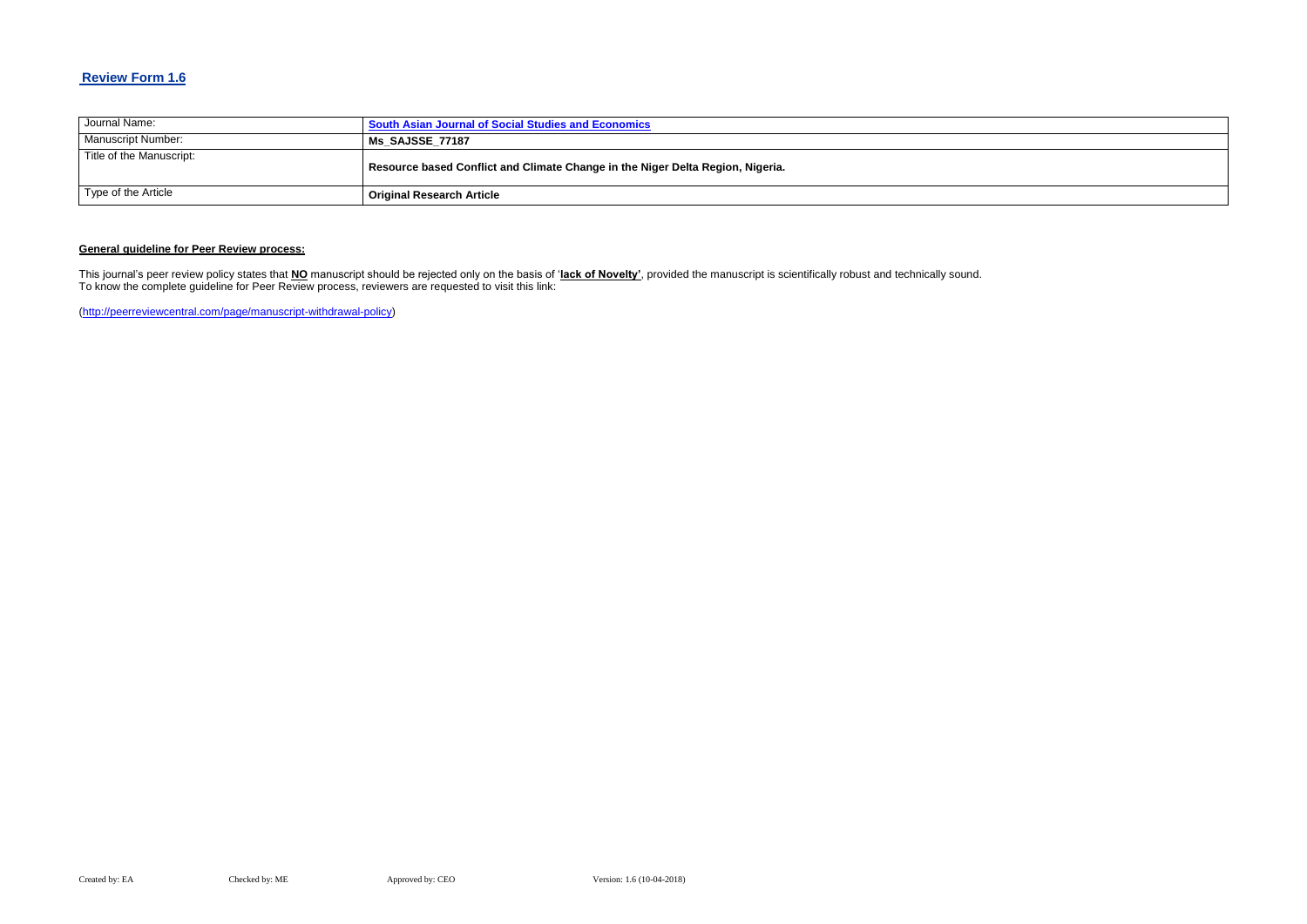## Review Form 1.6

| | |
|---|---|
| Journal Name: | **South Asian Journal of Social Studies and Economics** |
| Manuscript Number: | **Ms_SAJSSE_77187** |
| Title of the Manuscript: | **Resource based Conflict and Climate Change in the Niger Delta Region, Nigeria.** |
| Type of the Article | **Original Research Article** |

**General guideline for Peer Review process:**

This journal's peer review policy states that **NO** manuscript should be rejected only on the basis of '**lack of Novelty'**, provided the manuscript is scientifically robust and technically sound.
To know the complete guideline for Peer Review process, reviewers are requested to visit this link:

(http://peerreviewcentral.com/page/manuscript-withdrawal-policy)

Created by: EA Checked by: ME Approved by: CEO Version: 1.6 (10-04-2018)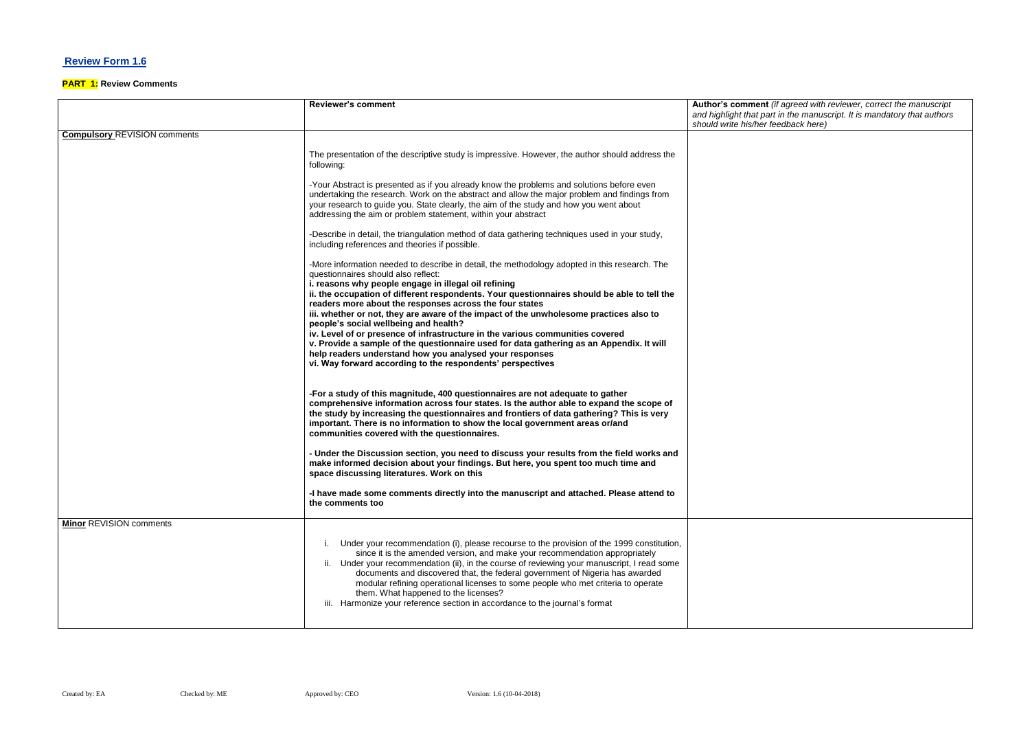## Review Form 1.6

**PART 1:** Review Comments

| | Reviewer's comment | Author's comment *(if agreed with reviewer, correct the manuscript and highlight that part in the manuscript. It is mandatory that authors should write his/her feedback here)* |
|---|---|---|
| **Compulsory** REVISION comments | The presentation of the descriptive study is impressive. However, the author should address the following:<br><br>-Your Abstract is presented as if you already know the problems and solutions before even undertaking the research. Work on the abstract and allow the major problem and findings from your research to guide you. State clearly, the aim of the study and how you went about addressing the aim or problem statement, within your abstract<br><br>-Describe in detail, the triangulation method of data gathering techniques used in your study, including references and theories if possible.<br><br>-More information needed to describe in detail, the methodology adopted in this research. The questionnaires should also reflect:<br>**i. reasons why people engage in illegal oil refining**<br>**ii. the occupation of different respondents. Your questionnaires should be able to tell the readers more about the responses across the four states**<br>**iii. whether or not, they are aware of the impact of the unwholesome practices also to people's social wellbeing and health?**<br>**iv. Level of or presence of infrastructure in the various communities covered**<br>**v. Provide a sample of the questionnaire used for data gathering as an Appendix. It will help readers understand how you analysed your responses**<br>**vi. Way forward according to the respondents' perspectives**<br><br>**-For a study of this magnitude, 400 questionnaires are not adequate to gather comprehensive information across four states. Is the author able to expand the scope of the study by increasing the questionnaires and frontiers of data gathering? This is very important. There is no information to show the local government areas or/and communities covered with the questionnaires.**<br><br>**- Under the Discussion section, you need to discuss your results from the field works and make informed decision about your findings. But here, you spent too much time and space discussing literatures. Work on this**<br><br>**-I have made some comments directly into the manuscript and attached. Please attend to the comments too** | |
| **Minor** REVISION comments | i. Under your recommendation (i), please recourse to the provision of the 1999 constitution, since it is the amended version, and make your recommendation appropriately<br>ii. Under your recommendation (ii), in the course of reviewing your manuscript, I read some documents and discovered that, the federal government of Nigeria has awarded modular refining operational licenses to some people who met criteria to operate them. What happened to the licenses?<br>iii. Harmonize your reference section in accordance to the journal's format | |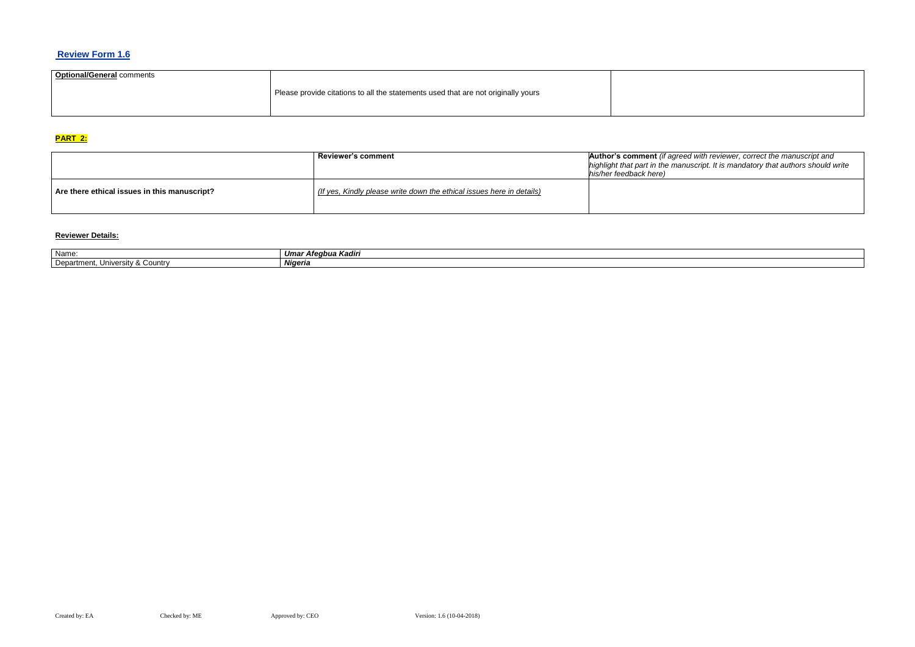## Review Form 1.6

| | | |
|---|---|---|
| **Optional/General** comments | Please provide citations to all the statements used that are not originally yours | |

**PART 2:**

| | Reviewer's comment | **Author's comment** *(if agreed with reviewer, correct the manuscript and highlight that part in the manuscript. It is mandatory that authors should write his/her feedback here)* |
|---|---|---|
| **Are there ethical issues in this manuscript?** | *(If yes, Kindly please write down the ethical issues here in details)* | |

**Reviewer Details:**

| | |
|---|---|
| Name: | ***Umar Afegbua Kadiri*** |
| Department, University & Country | ***Nigeria*** |

Created by: EA Checked by: ME Approved by: CEO Version: 1.6 (10-04-2018)